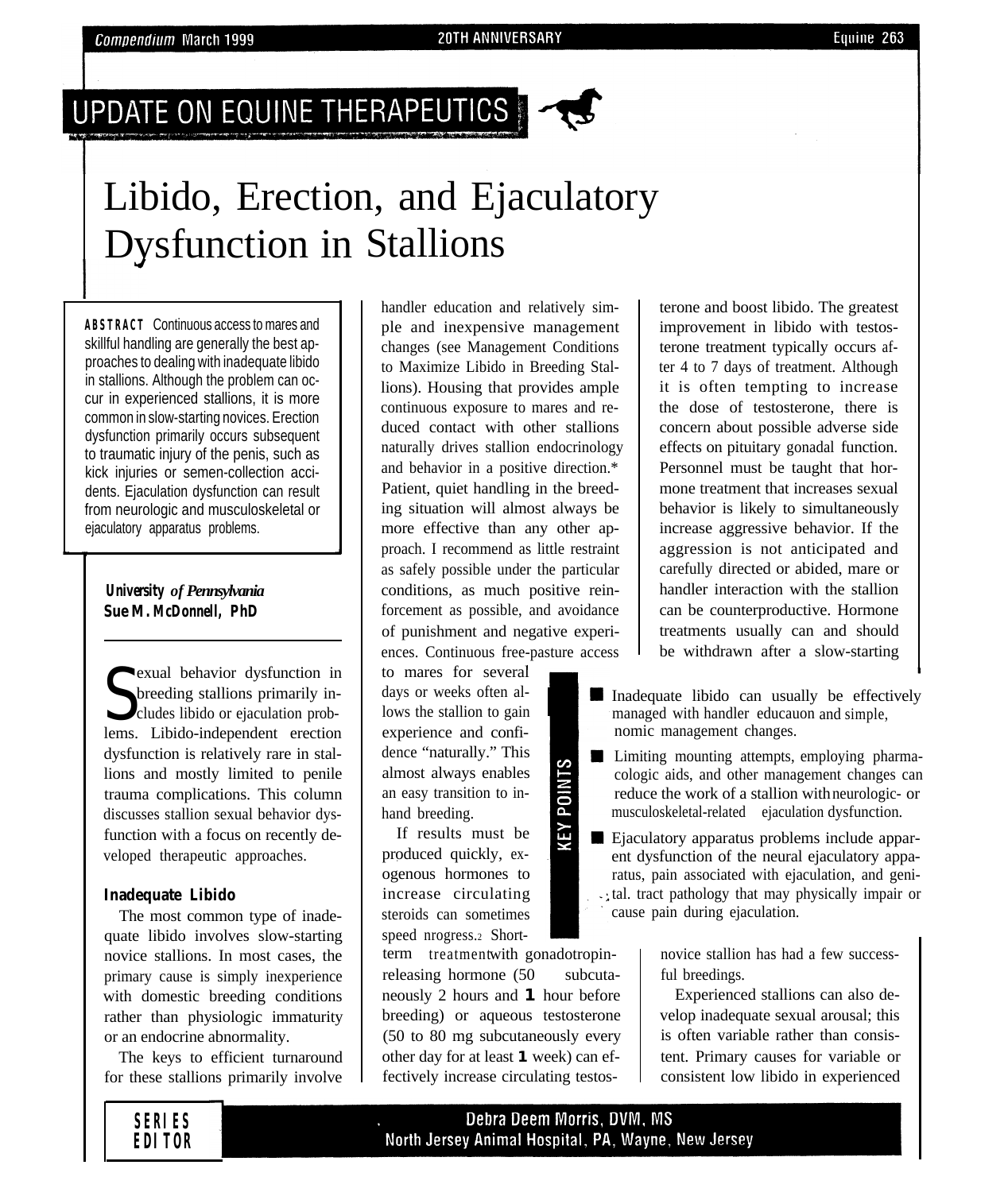UPDATE ON EQUINE THERAPEUTICS

# Libido, Erection, and Ejaculatory Dysfunction in Stallions

**ABSTRACT** Continuous access to mares and skillful handling are generally the best approaches to dealing with inadequate libido in stallions. Although the problem can occur in experienced stallions, it is more common in slow-starting novices. Erection dysfunction primarily occurs subsequent to traumatic injury of the penis, such as kick injuries or semen-collection accidents. Ejaculation dysfunction can result from neurologic and musculoskeletal or ejaculatory apparatus problems.

**University** ***of Pennsylvania***
**Sue M. McDonnell, PhD**

Sexual behavior dysfunction in breeding stallions primarily includes libido or ejaculation problems. Libido-independent erection dysfunction is relatively rare in stallions and mostly limited to penile trauma complications. This column discusses stallion sexual behavior dysfunction with a focus on recently developed therapeutic approaches.

## Inadequate Libido

The most common type of inadequate libido involves slow-starting novice stallions. In most cases, the primary cause is simply inexperience with domestic breeding conditions rather than physiologic immaturity or an endocrine abnormality.

The keys to efficient turnaround for these stallions primarily involve handler education and relatively simple and inexpensive management changes (see Management Conditions to Maximize Libido in Breeding Stallions). Housing that provides ample continuous exposure to mares and reduced contact with other stallions naturally drives stallion endocrinology and behavior in a positive direction.* Patient, quiet handling in the breeding situation will almost always be more effective than any other approach. I recommend as little restraint as safely possible under the particular conditions, as much positive reinforcement as possible, and avoidance of punishment and negative experiences. Continuous free-pasture access to mares for several days or weeks often allows the stallion to gain experience and confidence "naturally." This almost always enables an easy transition to in-hand breeding.

If results must be produced quickly, exogenous hormones to increase circulating steroids can sometimes speed nrogress.[2] Short-term treatment with gonadotropin-releasing hormone (50 subcutaneously 2 hours and 1 hour before breeding) or aqueous testosterone (50 to 80 mg subcutaneously every other day for at least 1 week) can effectively increase circulating testosterone and boost libido. The greatest improvement in libido with testosterone treatment typically occurs after 4 to 7 days of treatment. Although it is often tempting to increase the dose of testosterone, there is concern about possible adverse side effects on pituitary gonadal function. Personnel must be taught that hormone treatment that increases sexual behavior is likely to simultaneously increase aggressive behavior. If the aggression is not anticipated and carefully directed or abided, mare or handler interaction with the stallion can be counterproductive. Hormone treatments usually can and should be withdrawn after a slow-starting novice stallion has had a few successful breedings.

Experienced stallions can also develop inadequate sexual arousal; this is often variable rather than consistent. Primary causes for variable or consistent low libido in experienced

**KEY POINTS**

- Inadequate libido can usually be effectively managed with handler educauon and simple, nomic management changes.
- Limiting mounting attempts, employing pharmacologic aids, and other management changes can reduce the work of a stallion with neurologic- or musculoskeletal-related ejaculation dysfunction.
- Ejaculatory apparatus problems include apparent dysfunction of the neural ejaculatory apparatus, pain associated with ejaculation, and genital tract pathology that may physically impair or cause pain during ejaculation.

SERIES EDITOR
Debra Deem Morris, DVM, MS
North Jersey Animal Hospital, PA, Wayne, New Jersey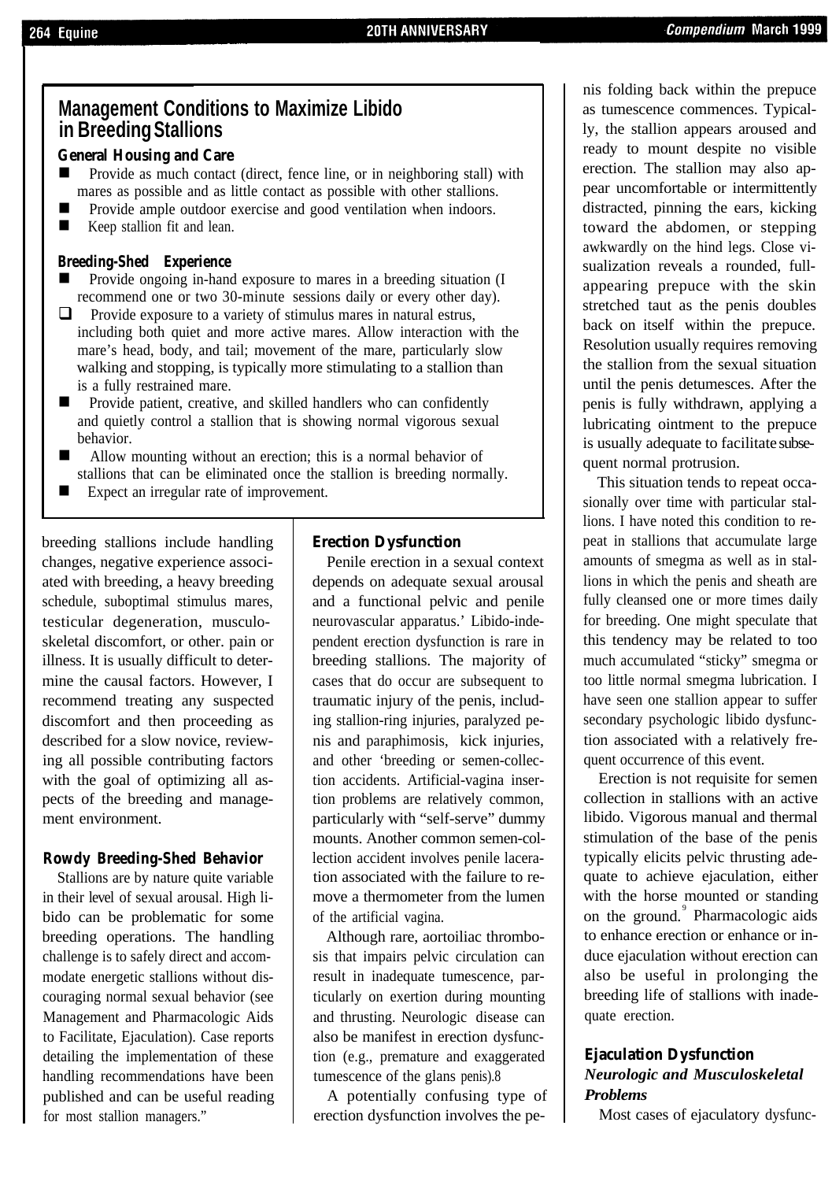## Management Conditions to Maximize Libido in Breeding Stallions

**General Housing and Care**

- Provide as much contact (direct, fence line, or in neighboring stall) with mares as possible and as little contact as possible with other stallions.
- Provide ample outdoor exercise and good ventilation when indoors.
- Keep stallion fit and lean.

**Breeding-Shed Experience**

- Provide ongoing in-hand exposure to mares in a breeding situation (I recommend one or two 30-minute sessions daily or every other day).
- Provide exposure to a variety of stimulus mares in natural estrus, including both quiet and more active mares. Allow interaction with the mare's head, body, and tail; movement of the mare, particularly slow walking and stopping, is typically more stimulating to a stallion than is a fully restrained mare.
- Provide patient, creative, and skilled handlers who can confidently and quietly control a stallion that is showing normal vigorous sexual behavior.
- Allow mounting without an erection; this is a normal behavior of stallions that can be eliminated once the stallion is breeding normally.
- Expect an irregular rate of improvement.

breeding stallions include handling changes, negative experience associated with breeding, a heavy breeding schedule, suboptimal stimulus mares, testicular degeneration, musculoskeletal discomfort, or other. pain or illness. It is usually difficult to determine the causal factors. However, I recommend treating any suspected discomfort and then proceeding as described for a slow novice, reviewing all possible contributing factors with the goal of optimizing all aspects of the breeding and management environment.

### Rowdy Breeding-Shed Behavior

Stallions are by nature quite variable in their level of sexual arousal. High libido can be problematic for some breeding operations. The handling challenge is to safely direct and accommodate energetic stallions without discouraging normal sexual behavior (see Management and Pharmacologic Aids to Facilitate, Ejaculation). Case reports detailing the implementation of these handling recommendations have been published and can be useful reading for most stallion managers."

### Erection Dysfunction

Penile erection in a sexual context depends on adequate sexual arousal and a functional pelvic and penile neurovascular apparatus.' Libido-independent erection dysfunction is rare in breeding stallions. The majority of cases that do occur are subsequent to traumatic injury of the penis, including stallion-ring injuries, paralyzed penis and paraphimosis, kick injuries, and other 'breeding or semen-collection accidents. Artificial-vagina insertion problems are relatively common, particularly with "self-serve" dummy mounts. Another common semen-collection accident involves penile laceration associated with the failure to remove a thermometer from the lumen of the artificial vagina.

Although rare, aortoiliac thrombosis that impairs pelvic circulation can result in inadequate tumescence, particularly on exertion during mounting and thrusting. Neurologic disease can also be manifest in erection dysfunction (e.g., premature and exaggerated tumescence of the glans penis).8

A potentially confusing type of erection dysfunction involves the penis folding back within the prepuce as tumescence commences. Typically, the stallion appears aroused and ready to mount despite no visible erection. The stallion may also appear uncomfortable or intermittently distracted, pinning the ears, kicking toward the abdomen, or stepping awkwardly on the hind legs. Close visualization reveals a rounded, full-appearing prepuce with the skin stretched taut as the penis doubles back on itself within the prepuce. Resolution usually requires removing the stallion from the sexual situation until the penis detumesces. After the penis is fully withdrawn, applying a lubricating ointment to the prepuce is usually adequate to facilitate subsequent normal protrusion.

This situation tends to repeat occasionally over time with particular stallions. I have noted this condition to repeat in stallions that accumulate large amounts of smegma as well as in stallions in which the penis and sheath are fully cleansed one or more times daily for breeding. One might speculate that this tendency may be related to too much accumulated "sticky" smegma or too little normal smegma lubrication. I have seen one stallion appear to suffer secondary psychologic libido dysfunction associated with a relatively frequent occurrence of this event.

Erection is not requisite for semen collection in stallions with an active libido. Vigorous manual and thermal stimulation of the base of the penis typically elicits pelvic thrusting adequate to achieve ejaculation, either with the horse mounted or standing on the ground.[9] Pharmacologic aids to enhance erection or enhance or induce ejaculation without erection can also be useful in prolonging the breeding life of stallions with inadequate erection.

### Ejaculation Dysfunction

#### *Neurologic and Musculoskeletal Problems*

Most cases of ejaculatory dysfunc-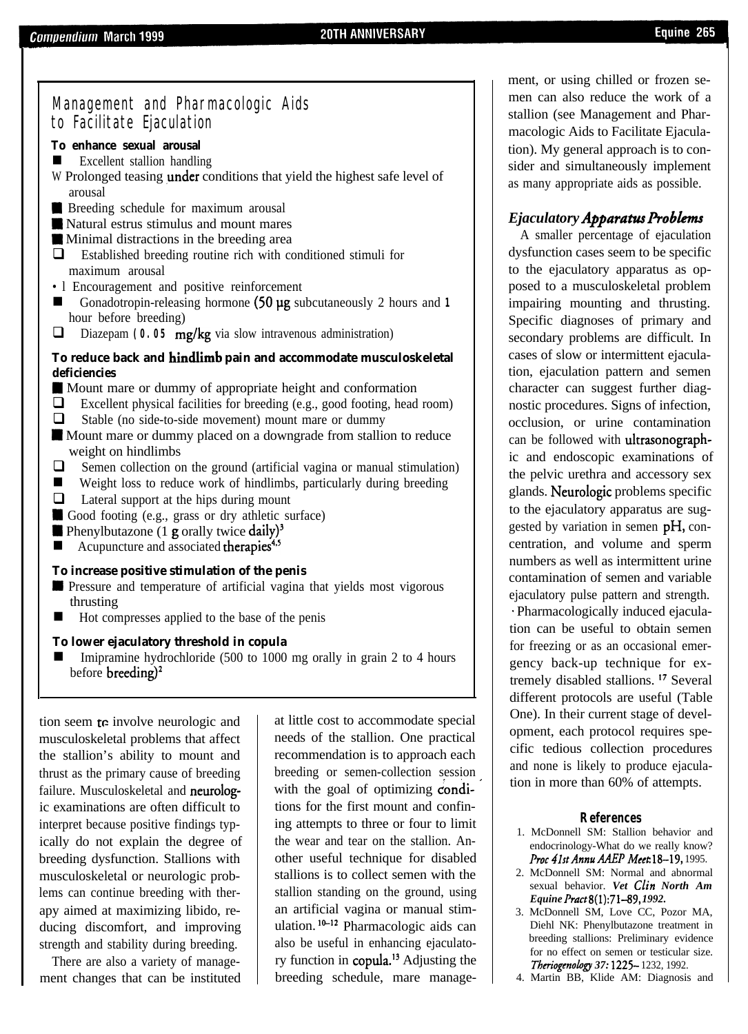## Management and Pharmacologic Aids to Facilitate Ejaculation

**To enhance sexual arousal**

- Excellent stallion handling
- Prolonged teasing under conditions that yield the highest safe level of arousal
- Breeding schedule for maximum arousal
- Natural estrus stimulus and mount mares
- Minimal distractions in the breeding area
- Established breeding routine rich with conditioned stimuli for maximum arousal
- Encouragement and positive reinforcement
- Gonadotropin-releasing hormone (50 μg subcutaneously 2 hours and 1 hour before breeding)
- Diazepam (0.05 mg/kg via slow intravenous administration)

**To reduce back and hindlimb pain and accommodate musculoskeletal deficiencies**

- Mount mare or dummy of appropriate height and conformation
- Excellent physical facilities for breeding (e.g., good footing, head room)
- Stable (no side-to-side movement) mount mare or dummy
- Mount mare or dummy placed on a downgrade from stallion to reduce weight on hindlimbs
- Semen collection on the ground (artificial vagina or manual stimulation)
- Weight loss to reduce work of hindlimbs, particularly during breeding
- Lateral support at the hips during mount
- Good footing (e.g., grass or dry athletic surface)
- Phenylbutazone (1 g orally twice daily)[3]
- Acupuncture and associated therapies[4,5]

**To increase positive stimulation of the penis**

- Pressure and temperature of artificial vagina that yields most vigorous thrusting
- Hot compresses applied to the base of the penis

**To lower ejaculatory threshold in copula**

- Imipramine hydrochloride (500 to 1000 mg orally in grain 2 to 4 hours before breeding)[2]

tion seem to involve neurologic and musculoskeletal problems that affect the stallion's ability to mount and thrust as the primary cause of breeding failure. Musculoskeletal and neurologic examinations are often difficult to interpret because positive findings typically do not explain the degree of breeding dysfunction. Stallions with musculoskeletal or neurologic problems can continue breeding with therapy aimed at maximizing libido, reducing discomfort, and improving strength and stability during breeding.

There are also a variety of management changes that can be instituted at little cost to accommodate special needs of the stallion. One practical recommendation is to approach each breeding or semen-collection session with the goal of optimizing conditions for the first mount and confining attempts to three or four to limit the wear and tear on the stallion. Another useful technique for disabled stallions is to collect semen with the stallion standing on the ground, using an artificial vagina or manual stimulation.[10–12] Pharmacologic aids can also be useful in enhancing ejaculatory function in copula.[13] Adjusting the breeding schedule, mare management, or using chilled or frozen semen can also reduce the work of a stallion (see Management and Pharmacologic Aids to Facilitate Ejaculation). My general approach is to consider and simultaneously implement as many appropriate aids as possible.

### *Ejaculatory Apparatus Problems*

A smaller percentage of ejaculation dysfunction cases seem to be specific to the ejaculatory apparatus as opposed to a musculoskeletal problem impairing mounting and thrusting. Specific diagnoses of primary and secondary problems are difficult. In cases of slow or intermittent ejaculation, ejaculation pattern and semen character can suggest further diagnostic procedures. Signs of infection, occlusion, or urine contamination can be followed with ultrasonographic and endoscopic examinations of the pelvic urethra and accessory sex glands. Neurologic problems specific to the ejaculatory apparatus are suggested by variation in semen pH, concentration, and volume and sperm numbers as well as intermittent urine contamination of semen and variable ejaculatory pulse pattern and strength.

Pharmacologically induced ejaculation can be useful to obtain semen for freezing or as an occasional emergency back-up technique for extremely disabled stallions.[17] Several different protocols are useful (Table One). In their current stage of development, each protocol requires specific tedious collection procedures and none is likely to produce ejaculation in more than 60% of attempts.

#### References

1. McDonnell SM: Stallion behavior and endocrinology-What do we really know? *Proc 41st Annu AAEP Meet*:18–19, 1995.
2. McDonnell SM: Normal and abnormal sexual behavior. *Vet Clin North Am Equine Pract* 8(1):71–89, 1992.
3. McDonnell SM, Love CC, Pozor MA, Diehl NK: Phenylbutazone treatment in breeding stallions: Preliminary evidence for no effect on semen or testicular size. *Theriogenology* 37:1225–1232, 1992.
4. Martin BB, Klide AM: Diagnosis and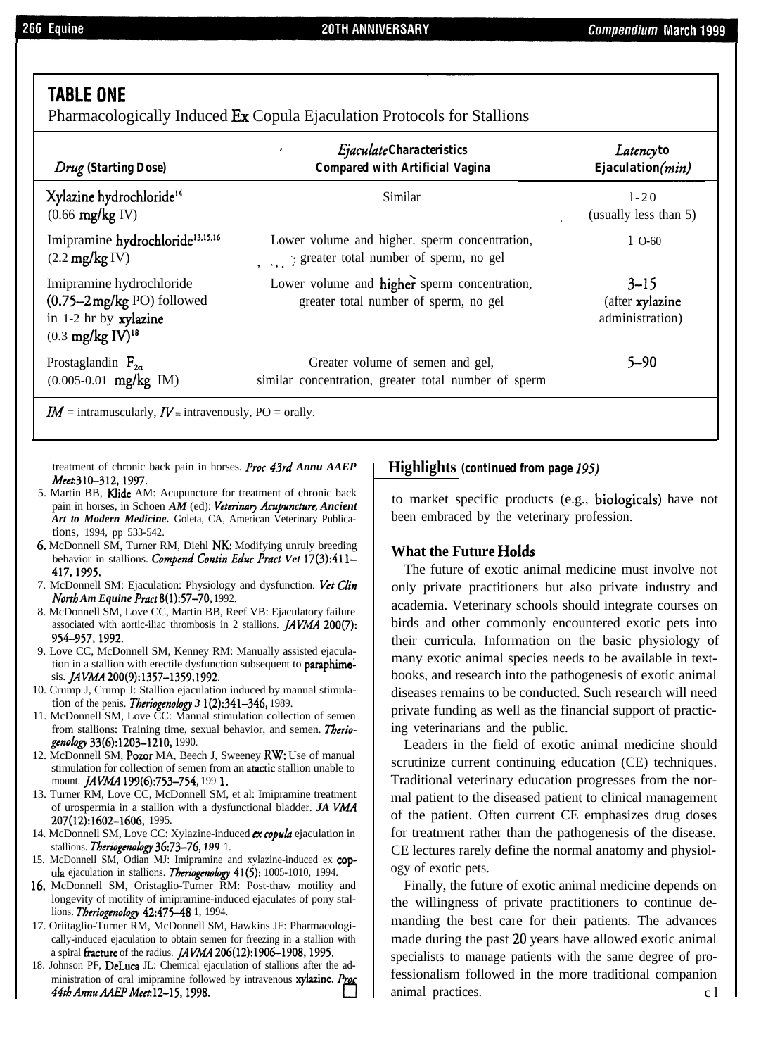## TABLE ONE

Pharmacologically Induced Ex Copula Ejaculation Protocols for Stallions

| *Drug* (Starting Dose) | *Ejaculate* Characteristics Compared with Artificial Vagina | *Latency* to Ejaculation *(min)* |
|---|---|---|
| Xylazine hydrochloride[14] (0.66 mg/kg IV) | Similar | 1-20 (usually less than 5) |
| Imipramine hydrochloride[13,15,16] (2.2 mg/kg IV) | Lower volume and higher sperm concentration, greater total number of sperm, no gel | 10-60 |
| Imipramine hydrochloride (0.75–2 mg/kg PO) followed in 1-2 hr by xylazine (0.3 mg/kg IV)[18] | Lower volume and higher sperm concentration, greater total number of sperm, no gel | 3–15 (after xylazine administration) |
| Prostaglandin $F_{2\alpha}$ (0.005-0.01 mg/kg IM) | Greater volume of semen and gel, similar concentration, greater total number of sperm | 5–90 |

*IM* = intramuscularly, *IV* = intravenously, PO = orally.

treatment of chronic back pain in horses. *Proc 43rd Annu AAEP Meet*:310–312, 1997.

5. Martin BB, Klide AM: Acupuncture for treatment of chronic back pain in horses, in Schoen AM (ed): *Veterinary Acupuncture, Ancient Art to Modern Medicine.* Goleta, CA, American Veterinary Publications, 1994, pp 533-542.
6. McDonnell SM, Turner RM, Diehl NK: Modifying unruly breeding behavior in stallions. *Compend Contin Educ Pract Vet* 17(3):411–417, 1995.
7. McDonnell SM: Ejaculation: Physiology and dysfunction. *Vet Clin North Am Equine Pract* 8(1):57–70, 1992.
8. McDonnell SM, Love CC, Martin BB, Reef VB: Ejaculatory failure associated with aortic-iliac thrombosis in 2 stallions. *JAVMA* 200(7): 954–957, 1992.
9. Love CC, McDonnell SM, Kenney RM: Manually assisted ejaculation in a stallion with erectile dysfunction subsequent to paraphimosis. *JAVMA* 200(9):1357–1359, 1992.
10. Crump J, Crump J: Stallion ejaculation induced by manual stimulation of the penis. *Theriogenology* 31(2):341–346, 1989.
11. McDonnell SM, Love CC: Manual stimulation collection of semen from stallions: Training time, sexual behavior, and semen. *Theriogenology* 33(6):1203–1210, 1990.
12. McDonnell SM, Pozor MA, Beech J, Sweeney RW: Use of manual stimulation for collection of semen from an atactic stallion unable to mount. *JAVMA* 199(6):753–754, 1991.
13. Turner RM, Love CC, McDonnell SM, et al: Imipramine treatment of urospermia in a stallion with a dysfunctional bladder. *JAVMA* 207(12):1602–1606, 1995.
14. McDonnell SM, Love CC: Xylazine-induced *ex copula* ejaculation in stallions. *Theriogenology* 36:73–76, 1991.
15. McDonnell SM, Odian MJ: Imipramine and xylazine-induced ex copula ejaculation in stallions. *Theriogenology* 41(5): 1005-1010, 1994.
16. McDonnell SM, Oristaglio-Turner RM: Post-thaw motility and longevity of motility of imipramine-induced ejaculates of pony stallions. *Theriogenology* 42:475–481, 1994.
17. Oriitaglio-Turner RM, McDonnell SM, Hawkins JF: Pharmacologically-induced ejaculation to obtain semen for freezing in a stallion with a spiral fracture of the radius. *JAVMA* 206(12):1906–1908, 1995.
18. Johnson PF, DeLuca JL: Chemical ejaculation of stallions after the administration of oral imipramine followed by intravenous xylazine. *Proc 44th Annu AAEP Meet*:12–15, 1998.

## Highlights (continued from page 195)

to market specific products (e.g., biologicals) have not been embraced by the veterinary profession.

### What the Future Holds

The future of exotic animal medicine must involve not only private practitioners but also private industry and academia. Veterinary schools should integrate courses on birds and other commonly encountered exotic pets into their curricula. Information on the basic physiology of many exotic animal species needs to be available in textbooks, and research into the pathogenesis of exotic animal diseases remains to be conducted. Such research will need private funding as well as the financial support of practicing veterinarians and the public.

Leaders in the field of exotic animal medicine should scrutinize current continuing education (CE) techniques. Traditional veterinary education progresses from the normal patient to the diseased patient to clinical management of the patient. Often current CE emphasizes drug doses for treatment rather than the pathogenesis of the disease. CE lectures rarely define the normal anatomy and physiology of exotic pets.

Finally, the future of exotic animal medicine depends on the willingness of private practitioners to continue demanding the best care for their patients. The advances made during the past 20 years have allowed exotic animal specialists to manage patients with the same degree of professionalism followed in the more traditional companion animal practices.